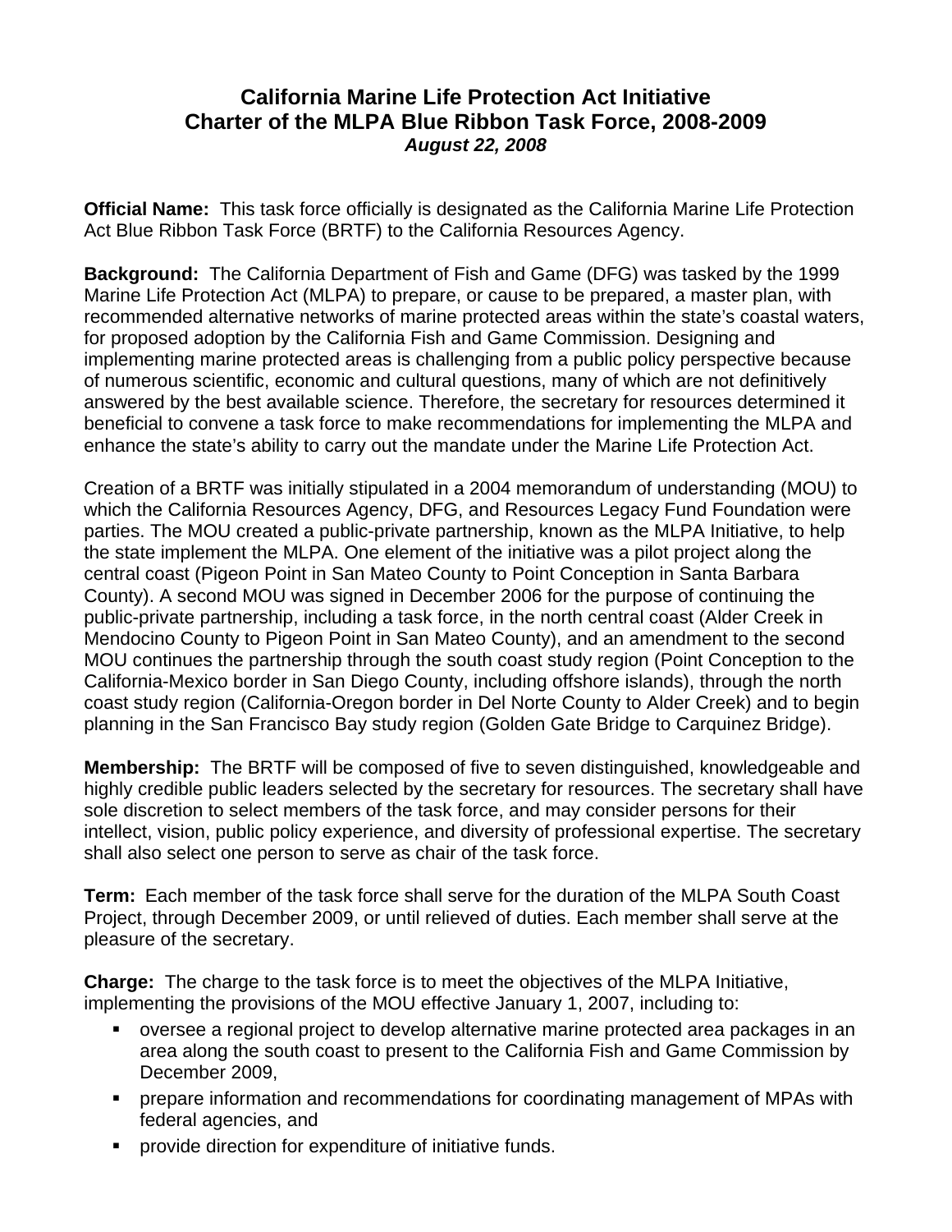# California Marine Life Protection Act Initiative
# Charter of the MLPA Blue Ribbon Task Force, 2008-2009

***August 22, 2008***

**Official Name:** This task force officially is designated as the California Marine Life Protection Act Blue Ribbon Task Force (BRTF) to the California Resources Agency.

**Background:** The California Department of Fish and Game (DFG) was tasked by the 1999 Marine Life Protection Act (MLPA) to prepare, or cause to be prepared, a master plan, with recommended alternative networks of marine protected areas within the state's coastal waters, for proposed adoption by the California Fish and Game Commission. Designing and implementing marine protected areas is challenging from a public policy perspective because of numerous scientific, economic and cultural questions, many of which are not definitively answered by the best available science. Therefore, the secretary for resources determined it beneficial to convene a task force to make recommendations for implementing the MLPA and enhance the state's ability to carry out the mandate under the Marine Life Protection Act.

Creation of a BRTF was initially stipulated in a 2004 memorandum of understanding (MOU) to which the California Resources Agency, DFG, and Resources Legacy Fund Foundation were parties. The MOU created a public-private partnership, known as the MLPA Initiative, to help the state implement the MLPA. One element of the initiative was a pilot project along the central coast (Pigeon Point in San Mateo County to Point Conception in Santa Barbara County). A second MOU was signed in December 2006 for the purpose of continuing the public-private partnership, including a task force, in the north central coast (Alder Creek in Mendocino County to Pigeon Point in San Mateo County), and an amendment to the second MOU continues the partnership through the south coast study region (Point Conception to the California-Mexico border in San Diego County, including offshore islands), through the north coast study region (California-Oregon border in Del Norte County to Alder Creek) and to begin planning in the San Francisco Bay study region (Golden Gate Bridge to Carquinez Bridge).

**Membership:** The BRTF will be composed of five to seven distinguished, knowledgeable and highly credible public leaders selected by the secretary for resources. The secretary shall have sole discretion to select members of the task force, and may consider persons for their intellect, vision, public policy experience, and diversity of professional expertise. The secretary shall also select one person to serve as chair of the task force.

**Term:** Each member of the task force shall serve for the duration of the MLPA South Coast Project, through December 2009, or until relieved of duties. Each member shall serve at the pleasure of the secretary.

**Charge:** The charge to the task force is to meet the objectives of the MLPA Initiative, implementing the provisions of the MOU effective January 1, 2007, including to:

- oversee a regional project to develop alternative marine protected area packages in an area along the south coast to present to the California Fish and Game Commission by December 2009,
- prepare information and recommendations for coordinating management of MPAs with federal agencies, and
- provide direction for expenditure of initiative funds.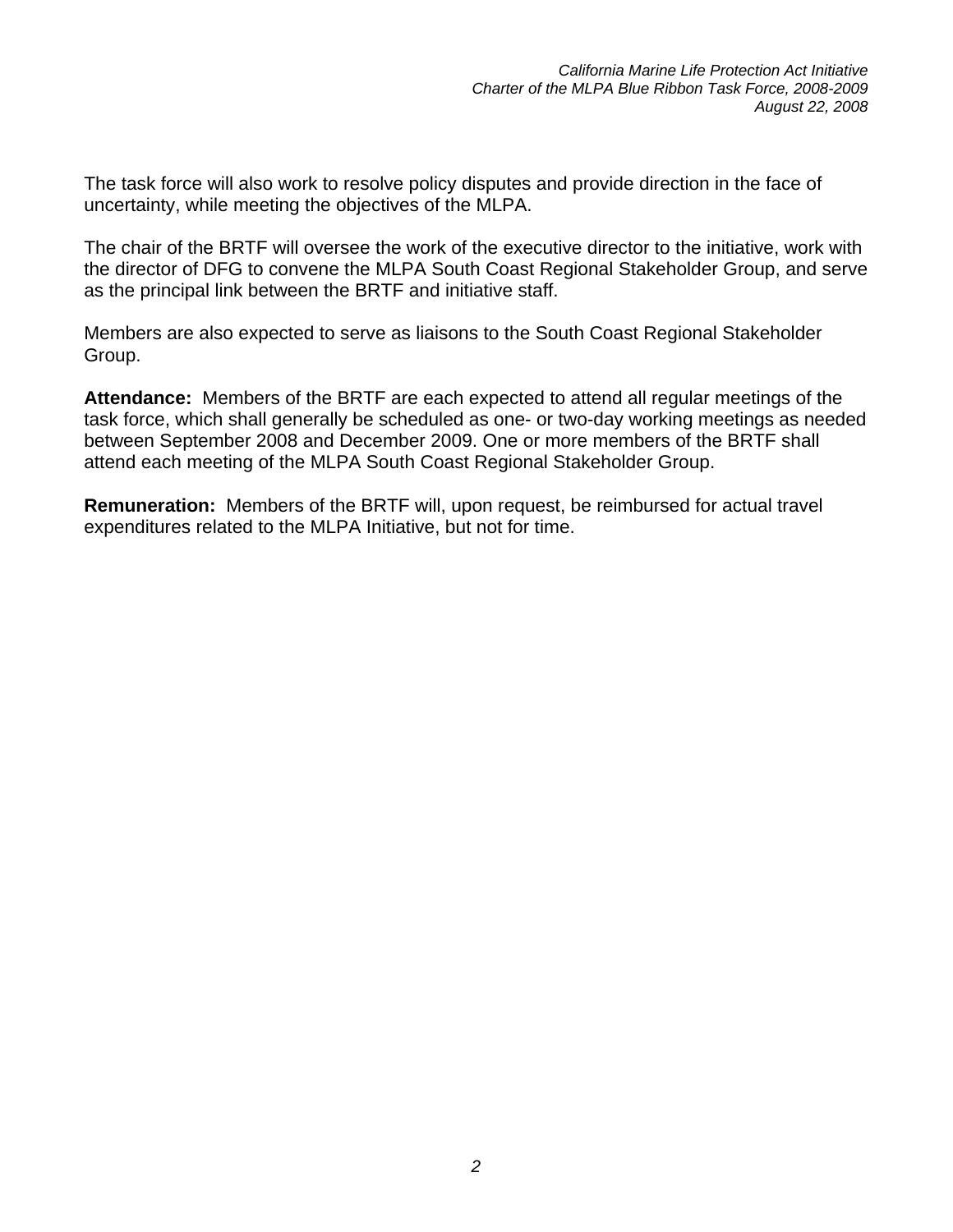The task force will also work to resolve policy disputes and provide direction in the face of uncertainty, while meeting the objectives of the MLPA.

The chair of the BRTF will oversee the work of the executive director to the initiative, work with the director of DFG to convene the MLPA South Coast Regional Stakeholder Group, and serve as the principal link between the BRTF and initiative staff.

Members are also expected to serve as liaisons to the South Coast Regional Stakeholder Group.

**Attendance:** Members of the BRTF are each expected to attend all regular meetings of the task force, which shall generally be scheduled as one- or two-day working meetings as needed between September 2008 and December 2009. One or more members of the BRTF shall attend each meeting of the MLPA South Coast Regional Stakeholder Group.

**Remuneration:** Members of the BRTF will, upon request, be reimbursed for actual travel expenditures related to the MLPA Initiative, but not for time.